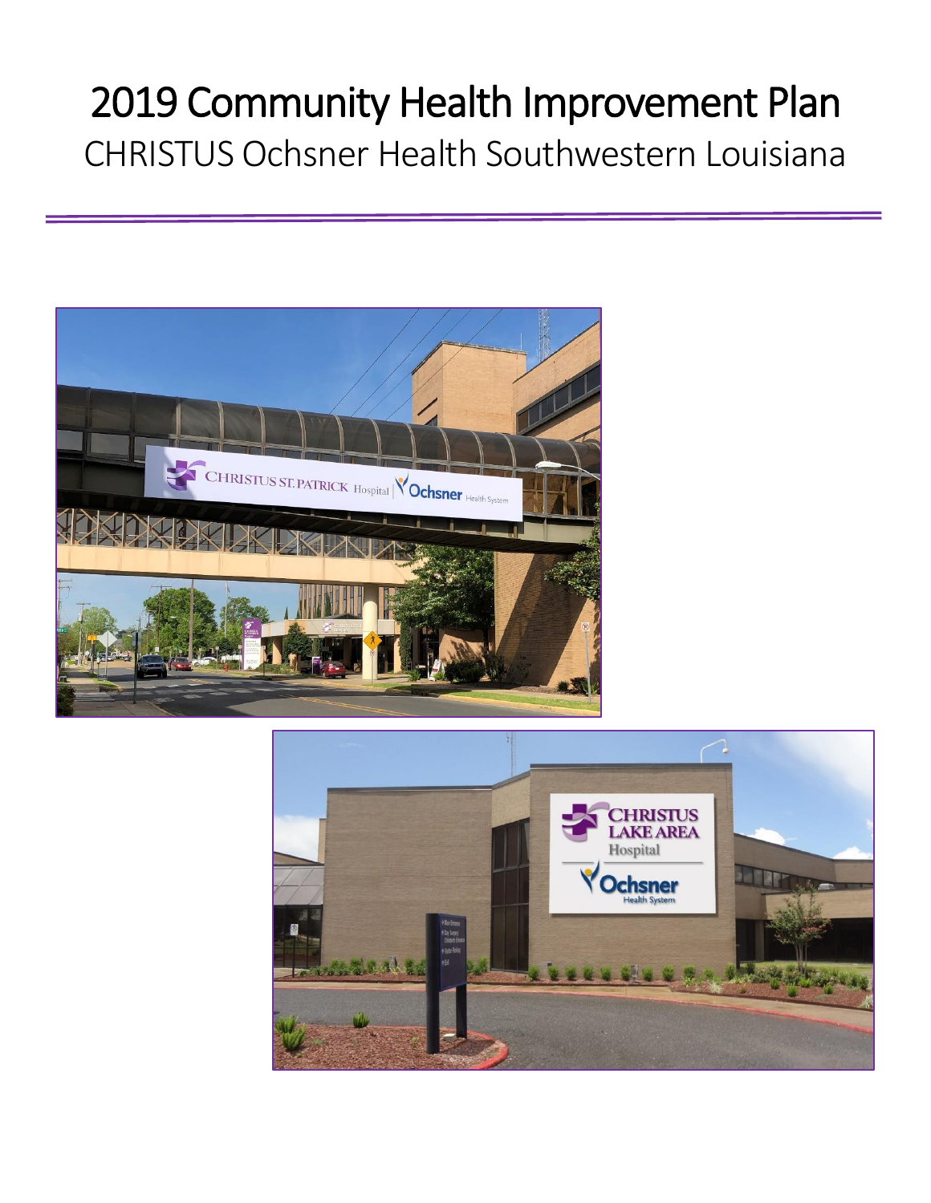# 2019 Community Health Improvement Plan

CHRISTUS Ochsner Health Southwestern Louisiana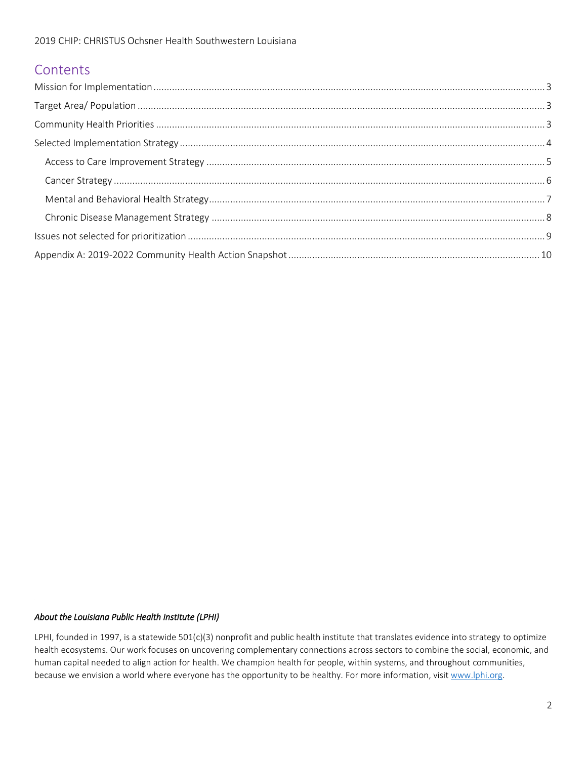# Contents

Mission for Implementation ..................................................................... 3

Target Area/ Population ..................................................................... 3

Community Health Priorities ..................................................................... 3

Selected Implementation Strategy ..................................................................... 4

- Access to Care Improvement Strategy ..................................................................... 5
- Cancer Strategy ..................................................................... 6
- Mental and Behavioral Health Strategy ..................................................................... 7
- Chronic Disease Management Strategy ..................................................................... 8

Issues not selected for prioritization ..................................................................... 9

Appendix A: 2019-2022 Community Health Action Snapshot ..................................................................... 10

*About the Louisiana Public Health Institute (LPHI)*

LPHI, founded in 1997, is a statewide 501(c)(3) nonprofit and public health institute that translates evidence into strategy to optimize health ecosystems. Our work focuses on uncovering complementary connections across sectors to combine the social, economic, and human capital needed to align action for health. We champion health for people, within systems, and throughout communities, because we envision a world where everyone has the opportunity to be healthy. For more information, visit www.lphi.org.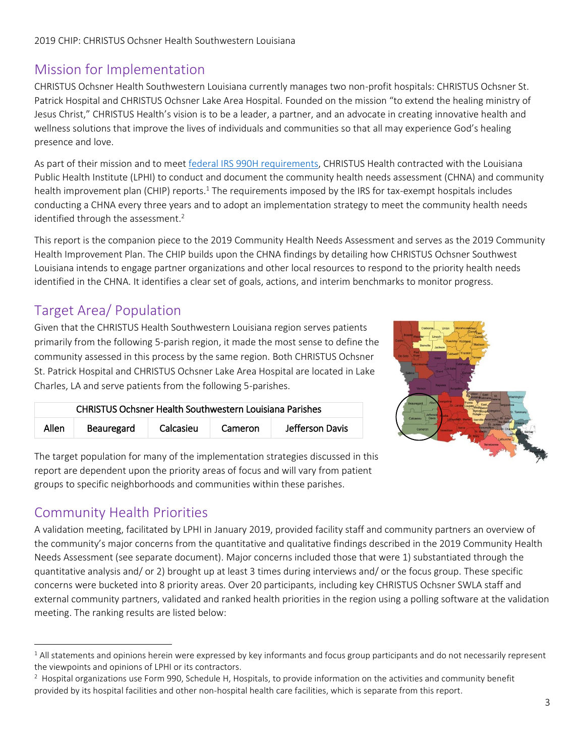## Mission for Implementation

CHRISTUS Ochsner Health Southwestern Louisiana currently manages two non-profit hospitals: CHRISTUS Ochsner St. Patrick Hospital and CHRISTUS Ochsner Lake Area Hospital. Founded on the mission "to extend the healing ministry of Jesus Christ," CHRISTUS Health's vision is to be a leader, a partner, and an advocate in creating innovative health and wellness solutions that improve the lives of individuals and communities so that all may experience God's healing presence and love.

As part of their mission and to meet [federal IRS 990H requirements](), CHRISTUS Health contracted with the Louisiana Public Health Institute (LPHI) to conduct and document the community health needs assessment (CHNA) and community health improvement plan (CHIP) reports.[1] The requirements imposed by the IRS for tax-exempt hospitals includes conducting a CHNA every three years and to adopt an implementation strategy to meet the community health needs identified through the assessment.[2]

This report is the companion piece to the 2019 Community Health Needs Assessment and serves as the 2019 Community Health Improvement Plan. The CHIP builds upon the CHNA findings by detailing how CHRISTUS Ochsner Southwest Louisiana intends to engage partner organizations and other local resources to respond to the priority health needs identified in the CHNA. It identifies a clear set of goals, actions, and interim benchmarks to monitor progress.

## Target Area/ Population

Given that the CHRISTUS Health Southwestern Louisiana region serves patients primarily from the following 5-parish region, it made the most sense to define the community assessed in this process by the same region. Both CHRISTUS Ochsner St. Patrick Hospital and CHRISTUS Ochsner Lake Area Hospital are located in Lake Charles, LA and serve patients from the following 5-parishes.

| CHRISTUS Ochsner Health Southwestern Louisiana Parishes | | | | |
|---|---|---|---|---|
| Allen | Beauregard | Calcasieu | Cameron | Jefferson Davis |

The target population for many of the implementation strategies discussed in this report are dependent upon the priority areas of focus and will vary from patient groups to specific neighborhoods and communities within these parishes.

## Community Health Priorities

A validation meeting, facilitated by LPHI in January 2019, provided facility staff and community partners an overview of the community's major concerns from the quantitative and qualitative findings described in the 2019 Community Health Needs Assessment (see separate document). Major concerns included those that were 1) substantiated through the quantitative analysis and/ or 2) brought up at least 3 times during interviews and/ or the focus group. These specific concerns were bucketed into 8 priority areas. Over 20 participants, including key CHRISTUS Ochsner SWLA staff and external community partners, validated and ranked health priorities in the region using a polling software at the validation meeting. The ranking results are listed below:

---

[1] All statements and opinions herein were expressed by key informants and focus group participants and do not necessarily represent the viewpoints and opinions of LPHI or its contractors.

[2] Hospital organizations use Form 990, Schedule H, Hospitals, to provide information on the activities and community benefit provided by its hospital facilities and other non-hospital health care facilities, which is separate from this report.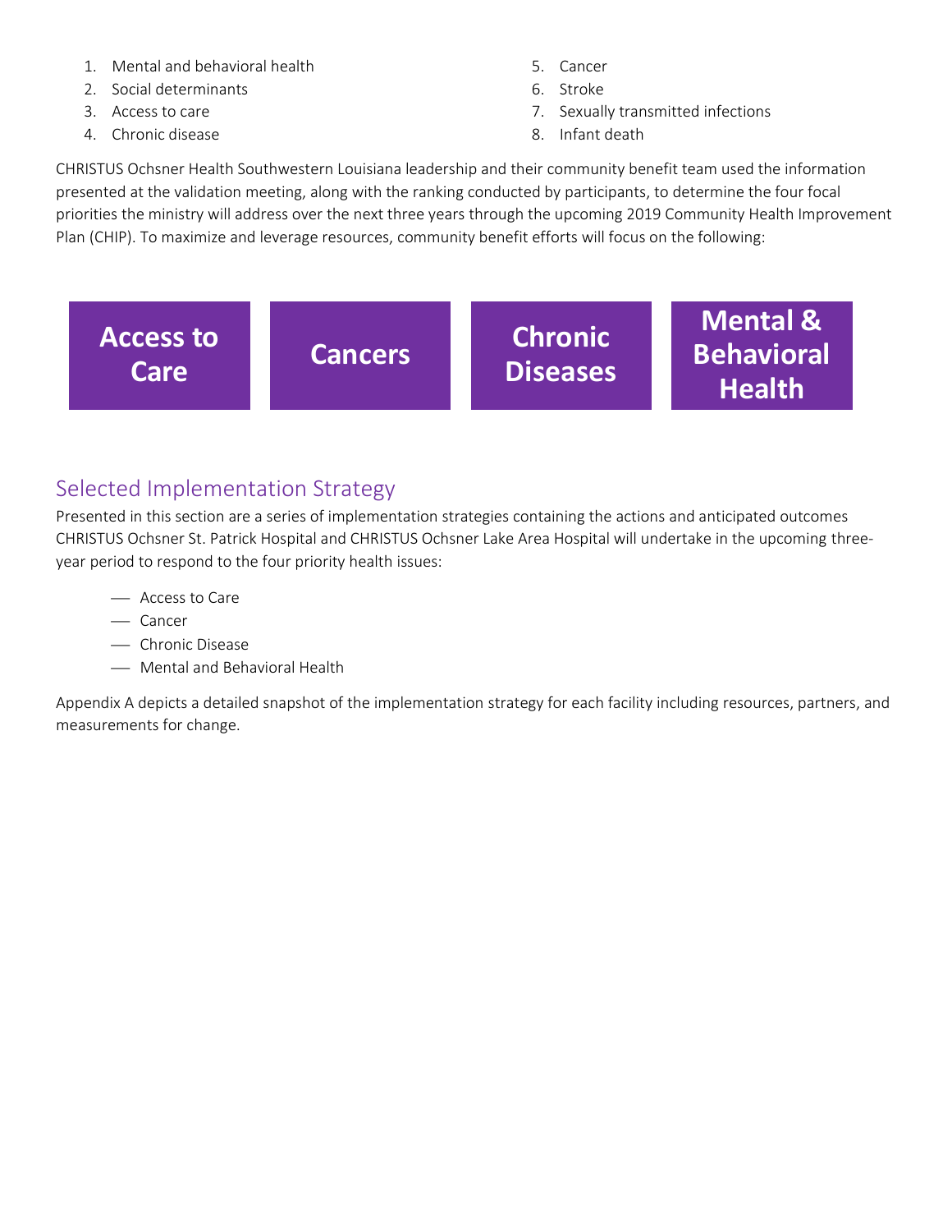1. Mental and behavioral health
2. Social determinants
3. Access to care
4. Chronic disease
5. Cancer
6. Stroke
7. Sexually transmitted infections
8. Infant death

CHRISTUS Ochsner Health Southwestern Louisiana leadership and their community benefit team used the information presented at the validation meeting, along with the ranking conducted by participants, to determine the four focal priorities the ministry will address over the next three years through the upcoming 2019 Community Health Improvement Plan (CHIP). To maximize and leverage resources, community benefit efforts will focus on the following:

**Access to Care** | **Cancers** | **Chronic Diseases** | **Mental & Behavioral Health**

## Selected Implementation Strategy

Presented in this section are a series of implementation strategies containing the actions and anticipated outcomes CHRISTUS Ochsner St. Patrick Hospital and CHRISTUS Ochsner Lake Area Hospital will undertake in the upcoming three-year period to respond to the four priority health issues:

- Access to Care
- Cancer
- Chronic Disease
- Mental and Behavioral Health

Appendix A depicts a detailed snapshot of the implementation strategy for each facility including resources, partners, and measurements for change.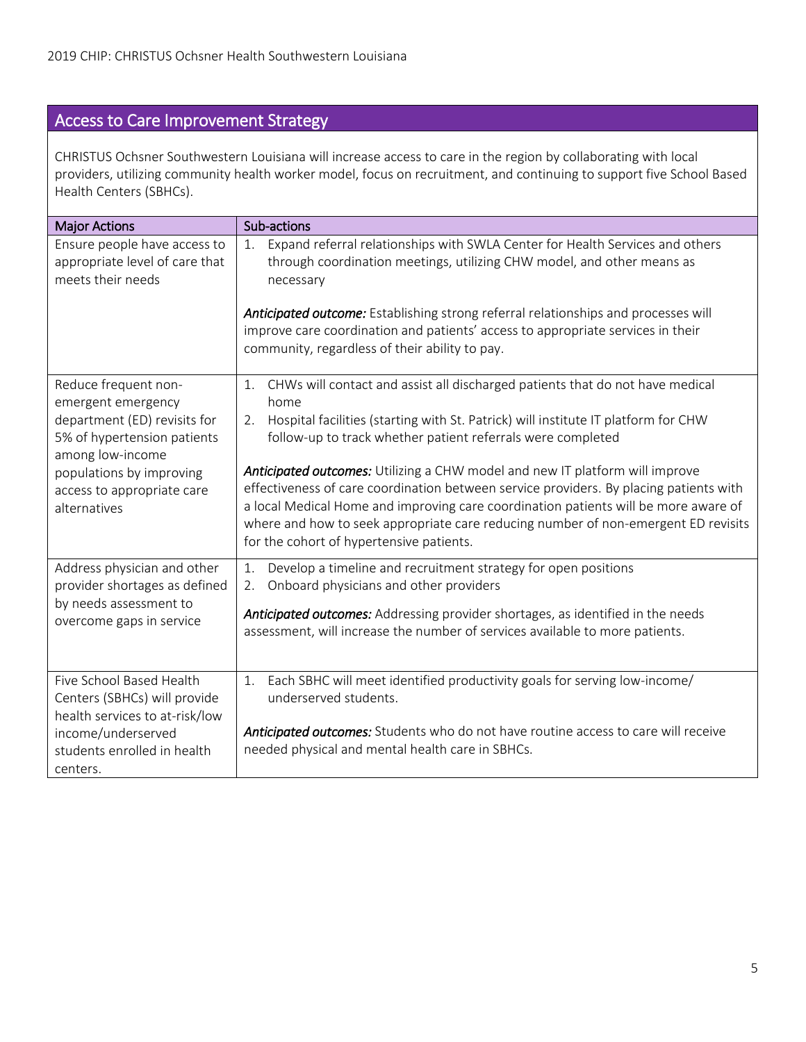## Access to Care Improvement Strategy

CHRISTUS Ochsner Southwestern Louisiana will increase access to care in the region by collaborating with local providers, utilizing community health worker model, focus on recruitment, and continuing to support five School Based Health Centers (SBHCs).

| Major Actions | Sub-actions |
|---|---|
| Ensure people have access to appropriate level of care that meets their needs | 1. Expand referral relationships with SWLA Center for Health Services and others through coordination meetings, utilizing CHW model, and other means as necessary<br><br>***Anticipated outcome:*** Establishing strong referral relationships and processes will improve care coordination and patients' access to appropriate services in their community, regardless of their ability to pay. |
| Reduce frequent non-emergent emergency department (ED) revisits for 5% of hypertension patients among low-income populations by improving access to appropriate care alternatives | 1. CHWs will contact and assist all discharged patients that do not have medical home<br>2. Hospital facilities (starting with St. Patrick) will institute IT platform for CHW follow-up to track whether patient referrals were completed<br><br>***Anticipated outcomes:*** Utilizing a CHW model and new IT platform will improve effectiveness of care coordination between service providers. By placing patients with a local Medical Home and improving care coordination patients will be more aware of where and how to seek appropriate care reducing number of non-emergent ED revisits for the cohort of hypertensive patients. |
| Address physician and other provider shortages as defined by needs assessment to overcome gaps in service | 1. Develop a timeline and recruitment strategy for open positions<br>2. Onboard physicians and other providers<br><br>***Anticipated outcomes:*** Addressing provider shortages, as identified in the needs assessment, will increase the number of services available to more patients. |
| Five School Based Health Centers (SBHCs) will provide health services to at-risk/low income/underserved students enrolled in health centers. | 1. Each SBHC will meet identified productivity goals for serving low-income/ underserved students.<br><br>***Anticipated outcomes:*** Students who do not have routine access to care will receive needed physical and mental health care in SBHCs. |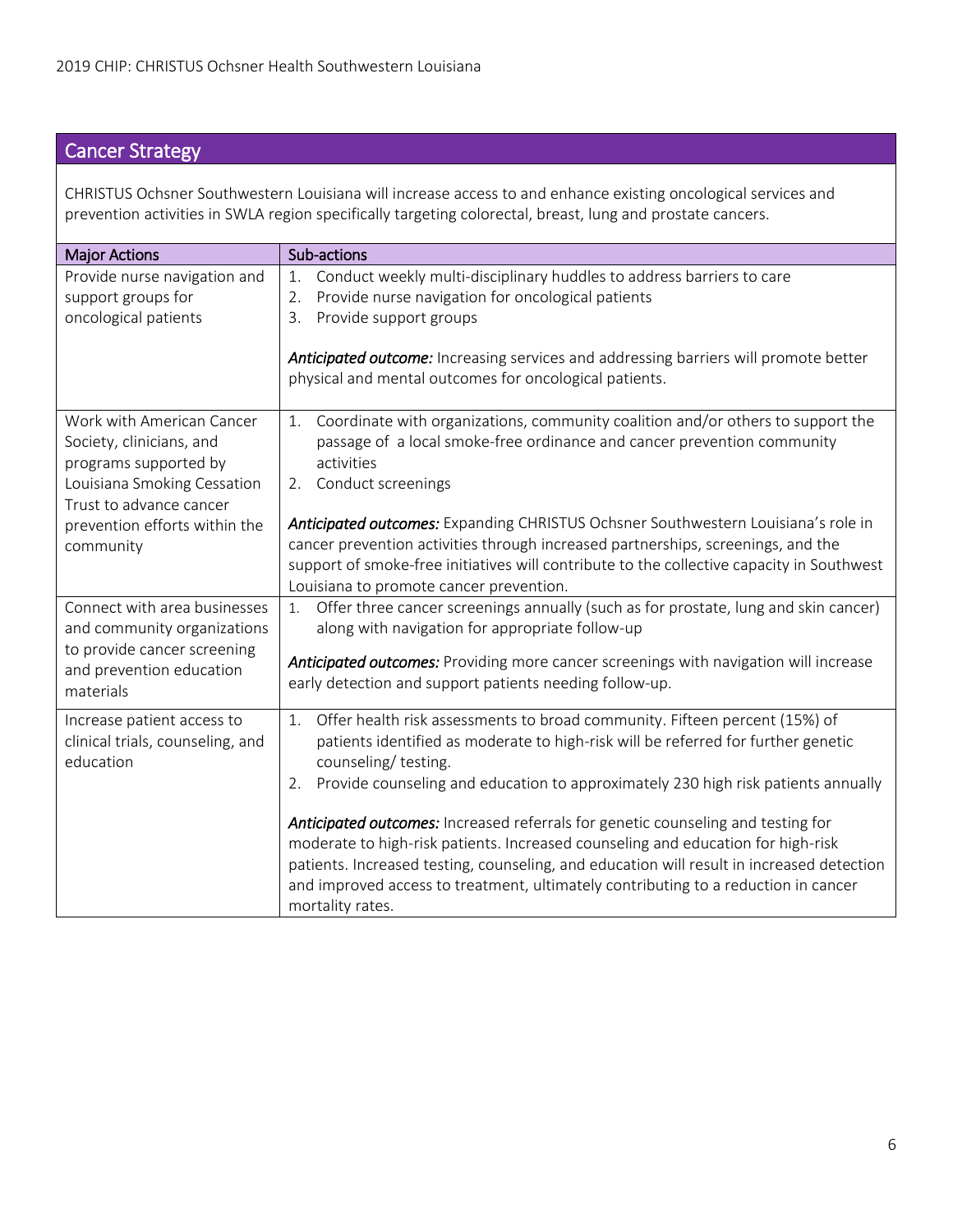## Cancer Strategy

CHRISTUS Ochsner Southwestern Louisiana will increase access to and enhance existing oncological services and prevention activities in SWLA region specifically targeting colorectal, breast, lung and prostate cancers.

| Major Actions | Sub-actions |
|---|---|
| Provide nurse navigation and support groups for oncological patients | 1. Conduct weekly multi-disciplinary huddles to address barriers to care<br>2. Provide nurse navigation for oncological patients<br>3. Provide support groups<br><br>***Anticipated outcome:*** Increasing services and addressing barriers will promote better physical and mental outcomes for oncological patients. |
| Work with American Cancer Society, clinicians, and programs supported by Louisiana Smoking Cessation Trust to advance cancer prevention efforts within the community | 1. Coordinate with organizations, community coalition and/or others to support the passage of a local smoke-free ordinance and cancer prevention community activities<br>2. Conduct screenings<br><br>***Anticipated outcomes:*** Expanding CHRISTUS Ochsner Southwestern Louisiana's role in cancer prevention activities through increased partnerships, screenings, and the support of smoke-free initiatives will contribute to the collective capacity in Southwest Louisiana to promote cancer prevention. |
| Connect with area businesses and community organizations to provide cancer screening and prevention education materials | 1. Offer three cancer screenings annually (such as for prostate, lung and skin cancer) along with navigation for appropriate follow-up<br><br>***Anticipated outcomes:*** Providing more cancer screenings with navigation will increase early detection and support patients needing follow-up. |
| Increase patient access to clinical trials, counseling, and education | 1. Offer health risk assessments to broad community. Fifteen percent (15%) of patients identified as moderate to high-risk will be referred for further genetic counseling/ testing.<br>2. Provide counseling and education to approximately 230 high risk patients annually<br><br>***Anticipated outcomes:*** Increased referrals for genetic counseling and testing for moderate to high-risk patients. Increased counseling and education for high-risk patients. Increased testing, counseling, and education will result in increased detection and improved access to treatment, ultimately contributing to a reduction in cancer mortality rates. |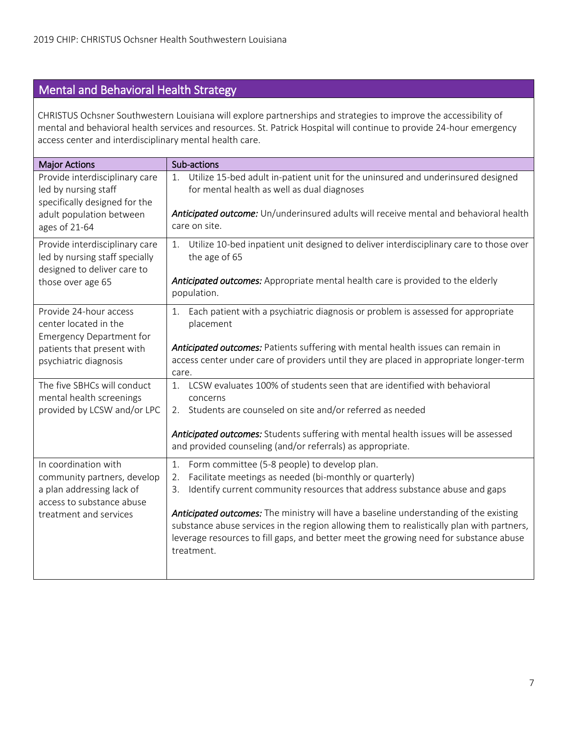## Mental and Behavioral Health Strategy

CHRISTUS Ochsner Southwestern Louisiana will explore partnerships and strategies to improve the accessibility of mental and behavioral health services and resources. St. Patrick Hospital will continue to provide 24-hour emergency access center and interdisciplinary mental health care.

| Major Actions | Sub-actions |
|---|---|
| Provide interdisciplinary care led by nursing staff specifically designed for the adult population between ages of 21-64 | 1. Utilize 15-bed adult in-patient unit for the uninsured and underinsured designed for mental health as well as dual diagnoses<br><br>***Anticipated outcome:*** Un/underinsured adults will receive mental and behavioral health care on site. |
| Provide interdisciplinary care led by nursing staff specially designed to deliver care to those over age 65 | 1. Utilize 10-bed inpatient unit designed to deliver interdisciplinary care to those over the age of 65<br><br>***Anticipated outcomes:*** Appropriate mental health care is provided to the elderly population. |
| Provide 24-hour access center located in the Emergency Department for patients that present with psychiatric diagnosis | 1. Each patient with a psychiatric diagnosis or problem is assessed for appropriate placement<br><br>***Anticipated outcomes:*** Patients suffering with mental health issues can remain in access center under care of providers until they are placed in appropriate longer-term care. |
| The five SBHCs will conduct mental health screenings provided by LCSW and/or LPC | 1. LCSW evaluates 100% of students seen that are identified with behavioral concerns<br>2. Students are counseled on site and/or referred as needed<br><br>***Anticipated outcomes:*** Students suffering with mental health issues will be assessed and provided counseling (and/or referrals) as appropriate. |
| In coordination with community partners, develop a plan addressing lack of access to substance abuse treatment and services | 1. Form committee (5-8 people) to develop plan.<br>2. Facilitate meetings as needed (bi-monthly or quarterly)<br>3. Identify current community resources that address substance abuse and gaps<br><br>***Anticipated outcomes:*** The ministry will have a baseline understanding of the existing substance abuse services in the region allowing them to realistically plan with partners, leverage resources to fill gaps, and better meet the growing need for substance abuse treatment. |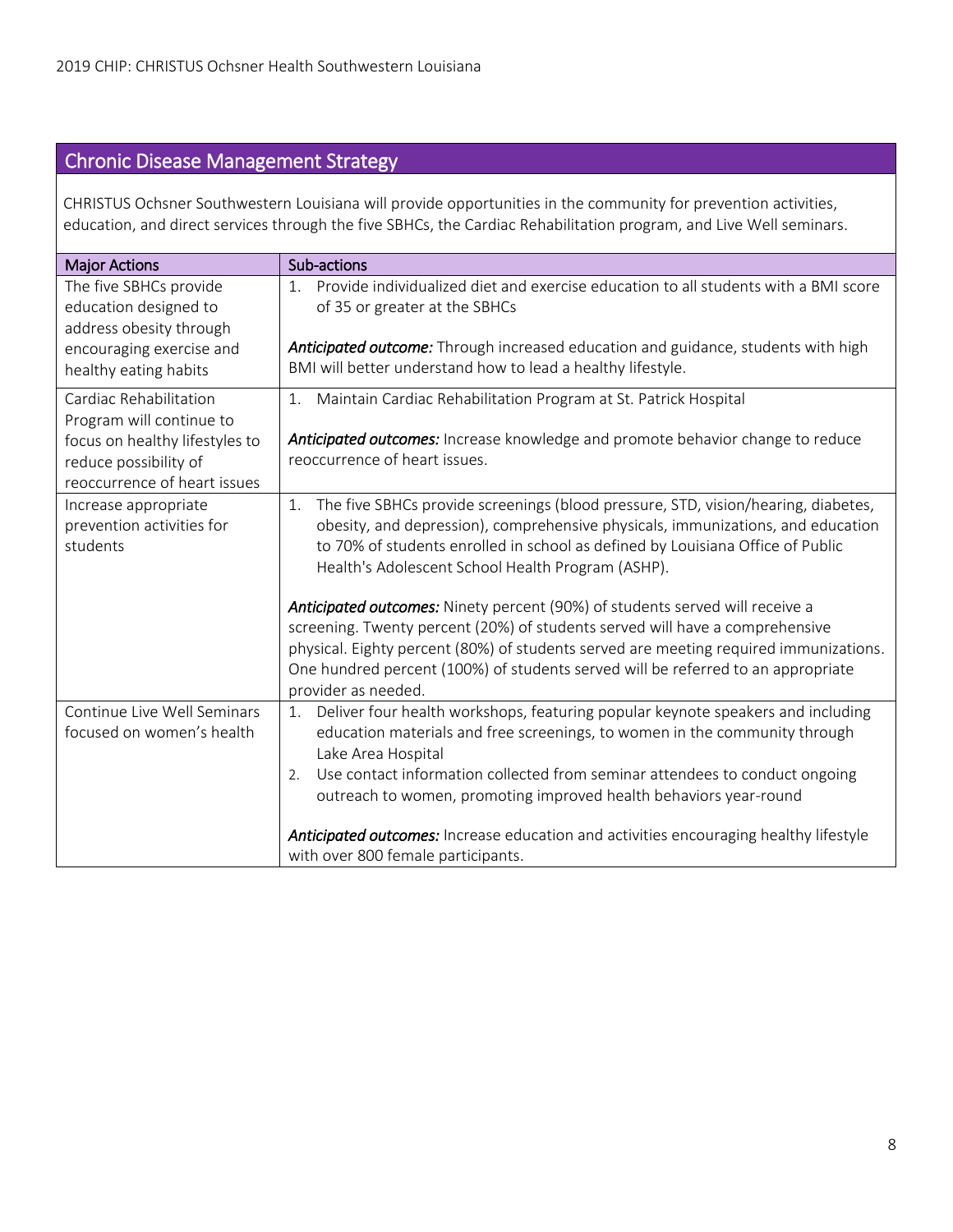## Chronic Disease Management Strategy

CHRISTUS Ochsner Southwestern Louisiana will provide opportunities in the community for prevention activities, education, and direct services through the five SBHCs, the Cardiac Rehabilitation program, and Live Well seminars.

| Major Actions | Sub-actions |
| --- | --- |
| The five SBHCs provide education designed to address obesity through encouraging exercise and healthy eating habits | 1. Provide individualized diet and exercise education to all students with a BMI score of 35 or greater at the SBHCs<br><br>***Anticipated outcome:*** Through increased education and guidance, students with high BMI will better understand how to lead a healthy lifestyle. |
| Cardiac Rehabilitation Program will continue to focus on healthy lifestyles to reduce possibility of reoccurrence of heart issues | 1. Maintain Cardiac Rehabilitation Program at St. Patrick Hospital<br><br>***Anticipated outcomes:*** Increase knowledge and promote behavior change to reduce reoccurrence of heart issues. |
| Increase appropriate prevention activities for students | 1. The five SBHCs provide screenings (blood pressure, STD, vision/hearing, diabetes, obesity, and depression), comprehensive physicals, immunizations, and education to 70% of students enrolled in school as defined by Louisiana Office of Public Health's Adolescent School Health Program (ASHP).<br><br>***Anticipated outcomes:*** Ninety percent (90%) of students served will receive a screening. Twenty percent (20%) of students served will have a comprehensive physical. Eighty percent (80%) of students served are meeting required immunizations. One hundred percent (100%) of students served will be referred to an appropriate provider as needed. |
| Continue Live Well Seminars focused on women's health | 1. Deliver four health workshops, featuring popular keynote speakers and including education materials and free screenings, to women in the community through Lake Area Hospital<br>2. Use contact information collected from seminar attendees to conduct ongoing outreach to women, promoting improved health behaviors year-round<br><br>***Anticipated outcomes:*** Increase education and activities encouraging healthy lifestyle with over 800 female participants. |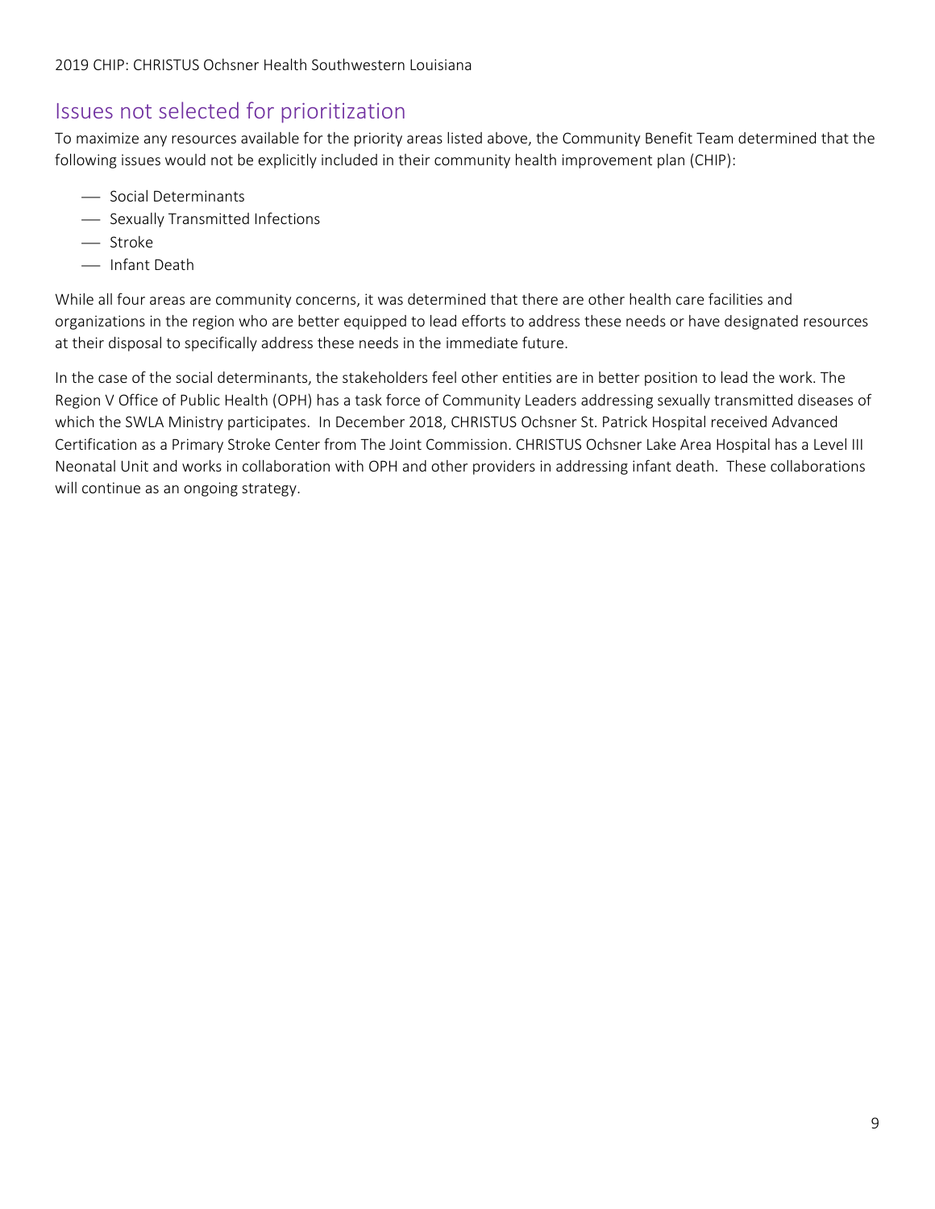## Issues not selected for prioritization

To maximize any resources available for the priority areas listed above, the Community Benefit Team determined that the following issues would not be explicitly included in their community health improvement plan (CHIP):

- Social Determinants
- Sexually Transmitted Infections
- Stroke
- Infant Death

While all four areas are community concerns, it was determined that there are other health care facilities and organizations in the region who are better equipped to lead efforts to address these needs or have designated resources at their disposal to specifically address these needs in the immediate future.

In the case of the social determinants, the stakeholders feel other entities are in better position to lead the work. The Region V Office of Public Health (OPH) has a task force of Community Leaders addressing sexually transmitted diseases of which the SWLA Ministry participates. In December 2018, CHRISTUS Ochsner St. Patrick Hospital received Advanced Certification as a Primary Stroke Center from The Joint Commission. CHRISTUS Ochsner Lake Area Hospital has a Level III Neonatal Unit and works in collaboration with OPH and other providers in addressing infant death. These collaborations will continue as an ongoing strategy.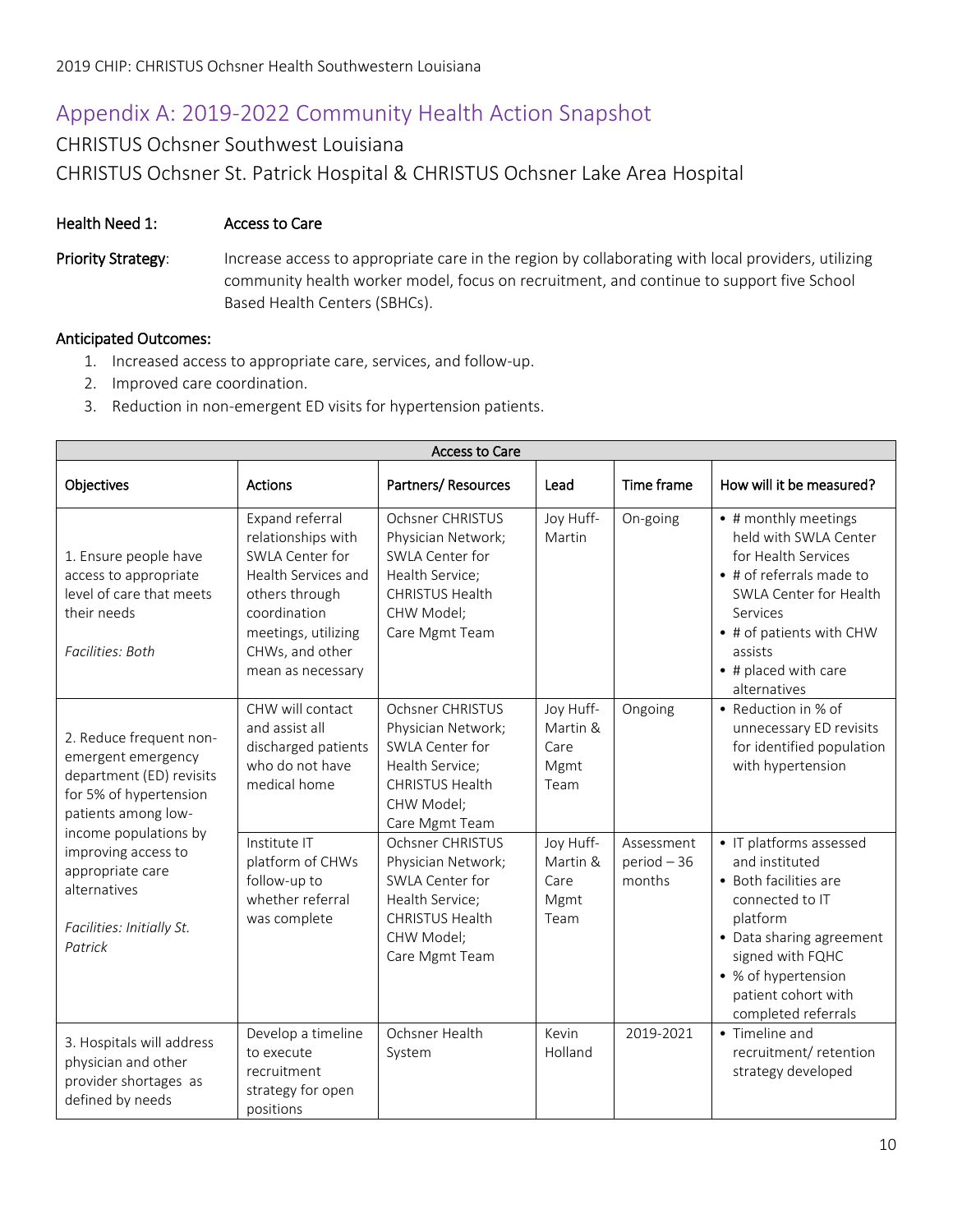## Appendix A: 2019-2022 Community Health Action Snapshot

### CHRISTUS Ochsner Southwest Louisiana

### CHRISTUS Ochsner St. Patrick Hospital & CHRISTUS Ochsner Lake Area Hospital

**Health Need 1:** Access to Care

**Priority Strategy**: Increase access to appropriate care in the region by collaborating with local providers, utilizing community health worker model, focus on recruitment, and continue to support five School Based Health Centers (SBHCs).

**Anticipated Outcomes:**

1. Increased access to appropriate care, services, and follow-up.
2. Improved care coordination.
3. Reduction in non-emergent ED visits for hypertension patients.

| Access to Care | | | | | |
|---|---|---|---|---|---|
| **Objectives** | **Actions** | **Partners/ Resources** | **Lead** | **Time frame** | **How will it be measured?** |
| 1. Ensure people have access to appropriate level of care that meets their needs<br><br>*Facilities: Both* | Expand referral relationships with SWLA Center for Health Services and others through coordination meetings, utilizing CHWs, and other mean as necessary | Ochsner CHRISTUS Physician Network; SWLA Center for Health Service; CHRISTUS Health CHW Model; Care Mgmt Team | Joy Huff-Martin | On-going | • # monthly meetings held with SWLA Center for Health Services<br>• # of referrals made to SWLA Center for Health Services<br>• # of patients with CHW assists<br>• # placed with care alternatives |
| 2. Reduce frequent non-emergent emergency department (ED) revisits for 5% of hypertension patients among low-income populations by improving access to appropriate care alternatives<br><br>*Facilities: Initially St. Patrick* | CHW will contact and assist all discharged patients who do not have medical home | Ochsner CHRISTUS Physician Network; SWLA Center for Health Service; CHRISTUS Health CHW Model; Care Mgmt Team | Joy Huff-Martin & Care Mgmt Team | Ongoing | • Reduction in % of unnecessary ED revisits for identified population with hypertension |
| | Institute IT platform of CHWs follow-up to whether referral was complete | Ochsner CHRISTUS Physician Network; SWLA Center for Health Service; CHRISTUS Health CHW Model; Care Mgmt Team | Joy Huff-Martin & Care Mgmt Team | Assessment period – 36 months | • IT platforms assessed and instituted<br>• Both facilities are connected to IT platform<br>• Data sharing agreement signed with FQHC<br>• % of hypertension patient cohort with completed referrals |
| 3. Hospitals will address physician and other provider shortages as defined by needs | Develop a timeline to execute recruitment strategy for open positions | Ochsner Health System | Kevin Holland | 2019-2021 | • Timeline and recruitment/ retention strategy developed |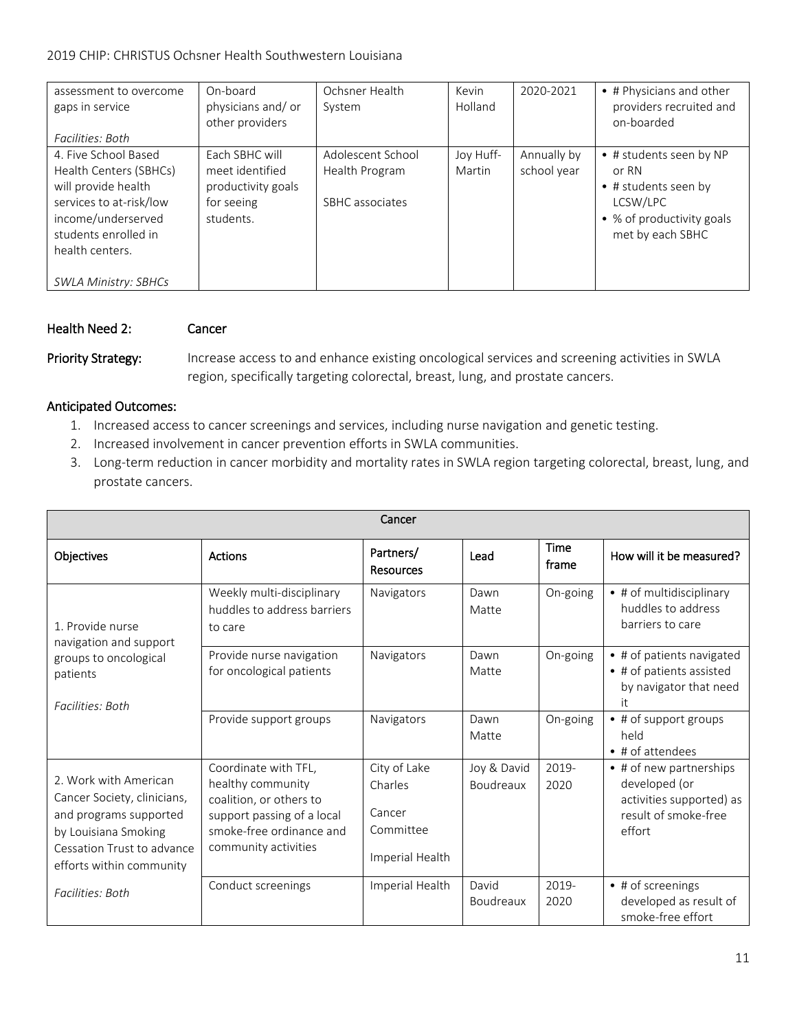| | | | | | |
|---|---|---|---|---|---|
| assessment to overcome gaps in service<br><br>*Facilities: Both* | On-board physicians and/ or other providers | Ochsner Health System | Kevin Holland | 2020-2021 | • # Physicians and other providers recruited and on-boarded |
| 4. Five School Based Health Centers (SBHCs) will provide health services to at-risk/low income/underserved students enrolled in health centers.<br><br>*SWLA Ministry: SBHCs* | Each SBHC will meet identified productivity goals for seeing students. | Adolescent School Health Program<br><br>SBHC associates | Joy Huff-Martin | Annually by school year | • # students seen by NP or RN<br>• # students seen by LCSW/LPC<br>• % of productivity goals met by each SBHC |

**Health Need 2:** **Cancer**

**Priority Strategy:** Increase access to and enhance existing oncological services and screening activities in SWLA region, specifically targeting colorectal, breast, lung, and prostate cancers.

**Anticipated Outcomes:**

1. Increased access to cancer screenings and services, including nurse navigation and genetic testing.
2. Increased involvement in cancer prevention efforts in SWLA communities.
3. Long-term reduction in cancer morbidity and mortality rates in SWLA region targeting colorectal, breast, lung, and prostate cancers.

| Cancer | | | | | |
|---|---|---|---|---|---|
| **Objectives** | **Actions** | **Partners/ Resources** | **Lead** | **Time frame** | **How will it be measured?** |
| 1. Provide nurse navigation and support groups to oncological patients<br><br>*Facilities: Both* | Weekly multi-disciplinary huddles to address barriers to care | Navigators | Dawn Matte | On-going | • # of multidisciplinary huddles to address barriers to care |
| | Provide nurse navigation for oncological patients | Navigators | Dawn Matte | On-going | • # of patients navigated<br>• # of patients assisted by navigator that need it |
| | Provide support groups | Navigators | Dawn Matte | On-going | • # of support groups held<br>• # of attendees |
| 2. Work with American Cancer Society, clinicians, and programs supported by Louisiana Smoking Cessation Trust to advance efforts within community<br><br>*Facilities: Both* | Coordinate with TFL, healthy community coalition, or others to support passing of a local smoke-free ordinance and community activities | City of Lake Charles<br><br>Cancer Committee<br><br>Imperial Health | Joy & David Boudreaux | 2019-2020 | • # of new partnerships developed (or activities supported) as result of smoke-free effort |
| | Conduct screenings | Imperial Health | David Boudreaux | 2019-2020 | • # of screenings developed as result of smoke-free effort |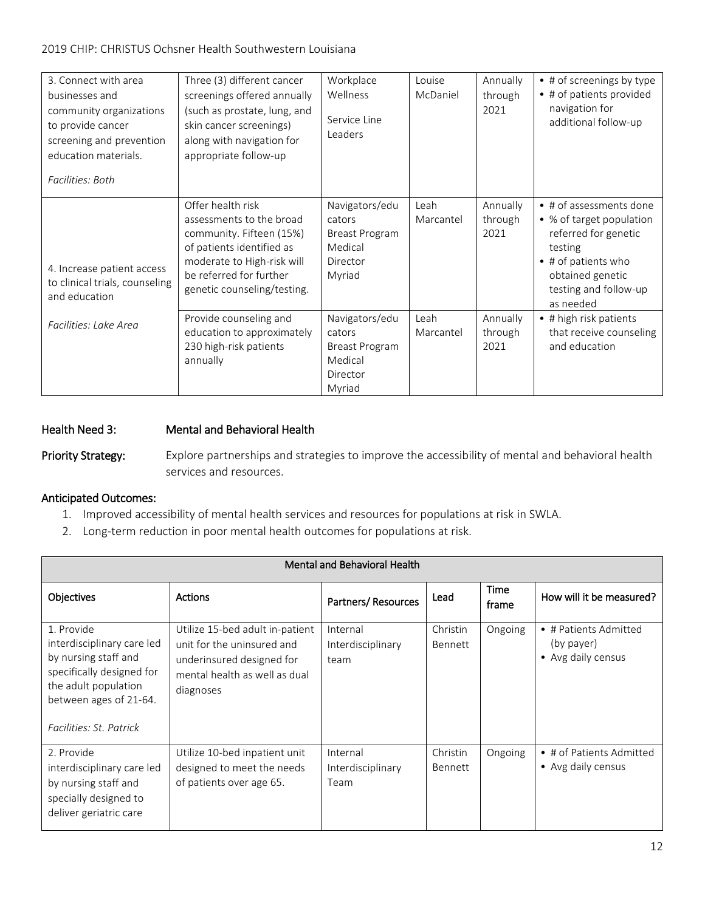| 3. Connect with area businesses and community organizations to provide cancer screening and prevention education materials.<br><br>*Facilities: Both* | Three (3) different cancer screenings offered annually (such as prostate, lung, and skin cancer screenings) along with navigation for appropriate follow-up | Workplace Wellness<br><br>Service Line Leaders | Louise McDaniel | Annually through 2021 | • # of screenings by type<br>• # of patients provided navigation for additional follow-up |
|---|---|---|---|---|---|
| 4. Increase patient access to clinical trials, counseling and education<br><br>*Facilities: Lake Area* | Offer health risk assessments to the broad community. Fifteen (15%) of patients identified as moderate to High-risk will be referred for further genetic counseling/testing. | Navigators/educators<br>Breast Program Medical Director<br>Myriad | Leah Marcantel | Annually through 2021 | • # of assessments done<br>• % of target population referred for genetic testing<br>• # of patients who obtained genetic testing and follow-up as needed |
| | Provide counseling and education to approximately 230 high-risk patients annually | Navigators/educators<br>Breast Program Medical Director<br>Myriad | Leah Marcantel | Annually through 2021 | • # high risk patients that receive counseling and education |

**Health Need 3:** **Mental and Behavioral Health**

**Priority Strategy:** Explore partnerships and strategies to improve the accessibility of mental and behavioral health services and resources.

**Anticipated Outcomes:**

1. Improved accessibility of mental health services and resources for populations at risk in SWLA.
2. Long-term reduction in poor mental health outcomes for populations at risk.

| Mental and Behavioral Health | | | | | |
|---|---|---|---|---|---|
| **Objectives** | **Actions** | **Partners/ Resources** | **Lead** | **Time frame** | **How will it be measured?** |
| 1. Provide interdisciplinary care led by nursing staff and specifically designed for the adult population between ages of 21-64.<br><br>*Facilities: St. Patrick* | Utilize 15-bed adult in-patient unit for the uninsured and underinsured designed for mental health as well as dual diagnoses | Internal Interdisciplinary team | Christin Bennett | Ongoing | • # Patients Admitted (by payer)<br>• Avg daily census |
| 2. Provide interdisciplinary care led by nursing staff and specially designed to deliver geriatric care | Utilize 10-bed inpatient unit designed to meet the needs of patients over age 65. | Internal Interdisciplinary Team | Christin Bennett | Ongoing | • # of Patients Admitted<br>• Avg daily census |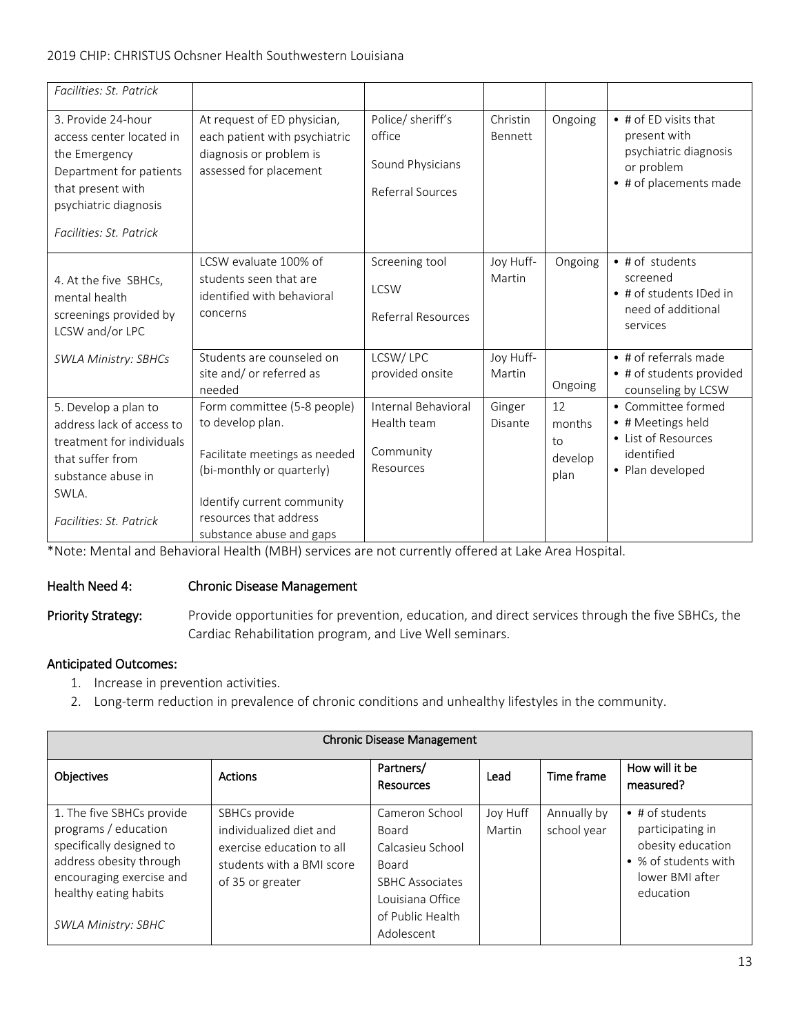| | | | | | |
|---|---|---|---|---|---|
| *Facilities: St. Patrick* | | | | | |
| 3. Provide 24-hour access center located in the Emergency Department for patients that present with psychiatric diagnosis<br><br>*Facilities: St. Patrick* | At request of ED physician, each patient with psychiatric diagnosis or problem is assessed for placement | Police/ sheriff's office<br><br>Sound Physicians<br><br>Referral Sources | Christin Bennett | Ongoing | • # of ED visits that present with psychiatric diagnosis or problem<br>• # of placements made |
| 4. At the five SBHCs, mental health screenings provided by LCSW and/or LPC<br><br>*SWLA Ministry: SBHCs* | LCSW evaluate 100% of students seen that are identified with behavioral concerns | Screening tool<br><br>LCSW<br><br>Referral Resources | Joy Huff-Martin | Ongoing | • # of students screened<br>• # of students IDed in need of additional services |
| | Students are counseled on site and/ or referred as needed | LCSW/ LPC provided onsite | Joy Huff-Martin | Ongoing | • # of referrals made<br>• # of students provided counseling by LCSW |
| 5. Develop a plan to address lack of access to treatment for individuals that suffer from substance abuse in SWLA.<br><br>*Facilities: St. Patrick* | Form committee (5-8 people) to develop plan.<br><br>Facilitate meetings as needed (bi-monthly or quarterly)<br><br>Identify current community resources that address substance abuse and gaps | Internal Behavioral Health team<br><br>Community Resources | Ginger Disante | 12 months to develop plan | • Committee formed<br>• # Meetings held<br>• List of Resources identified<br>• Plan developed |

*Note: Mental and Behavioral Health (MBH) services are not currently offered at Lake Area Hospital.

**Health Need 4:** **Chronic Disease Management**

**Priority Strategy:** Provide opportunities for prevention, education, and direct services through the five SBHCs, the Cardiac Rehabilitation program, and Live Well seminars.

**Anticipated Outcomes:**

1. Increase in prevention activities.
2. Long-term reduction in prevalence of chronic conditions and unhealthy lifestyles in the community.

| Chronic Disease Management | | | | | |
|---|---|---|---|---|---|
| **Objectives** | **Actions** | **Partners/ Resources** | **Lead** | **Time frame** | **How will it be measured?** |
| 1. The five SBHCs provide programs / education specifically designed to address obesity through encouraging exercise and healthy eating habits<br><br>*SWLA Ministry: SBHC* | SBHCs provide individualized diet and exercise education to all students with a BMI score of 35 or greater | Cameron School Board<br>Calcasieu School Board<br>SBHC Associates<br>Louisiana Office of Public Health Adolescent | Joy Huff Martin | Annually by school year | • # of students participating in obesity education<br>• % of students with lower BMI after education |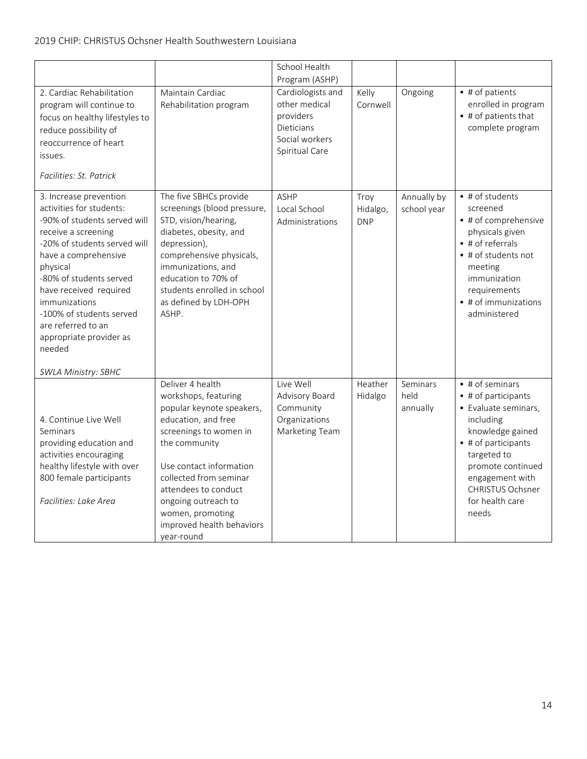| | | | | | |
|---|---|---|---|---|---|
| | | School Health Program (ASHP) | | | |
| 2. Cardiac Rehabilitation program will continue to focus on healthy lifestyles to reduce possibility of reoccurrence of heart issues.<br><br>*Facilities: St. Patrick* | Maintain Cardiac Rehabilitation program | Cardiologists and other medical providers<br>Dieticians<br>Social workers<br>Spiritual Care | Kelly Cornwell | Ongoing | • # of patients enrolled in program<br>• # of patients that complete program |
| 3. Increase prevention activities for students:<br>-90% of students served will receive a screening<br>-20% of students served will have a comprehensive physical<br>-80% of students served have received required immunizations<br>-100% of students served are referred to an appropriate provider as needed<br><br>*SWLA Ministry: SBHC* | The five SBHCs provide screenings (blood pressure, STD, vision/hearing, diabetes, obesity, and depression), comprehensive physicals, immunizations, and education to 70% of students enrolled in school as defined by LDH-OPH ASHP. | ASHP<br>Local School Administrations | Troy Hidalgo, DNP | Annually by school year | • # of students screened<br>• # of comprehensive physicals given<br>• # of referrals<br>• # of students not meeting immunization requirements<br>• # of immunizations administered |
| 4. Continue Live Well Seminars providing education and activities encouraging healthy lifestyle with over 800 female participants<br><br>*Facilities: Lake Area* | Deliver 4 health workshops, featuring popular keynote speakers, education, and free screenings to women in the community<br><br>Use contact information collected from seminar attendees to conduct ongoing outreach to women, promoting improved health behaviors year-round | Live Well Advisory Board<br>Community Organizations<br>Marketing Team | Heather Hidalgo | Seminars held annually | • # of seminars<br>• # of participants<br>• Evaluate seminars, including knowledge gained<br>• # of participants targeted to promote continued engagement with CHRISTUS Ochsner for health care needs |